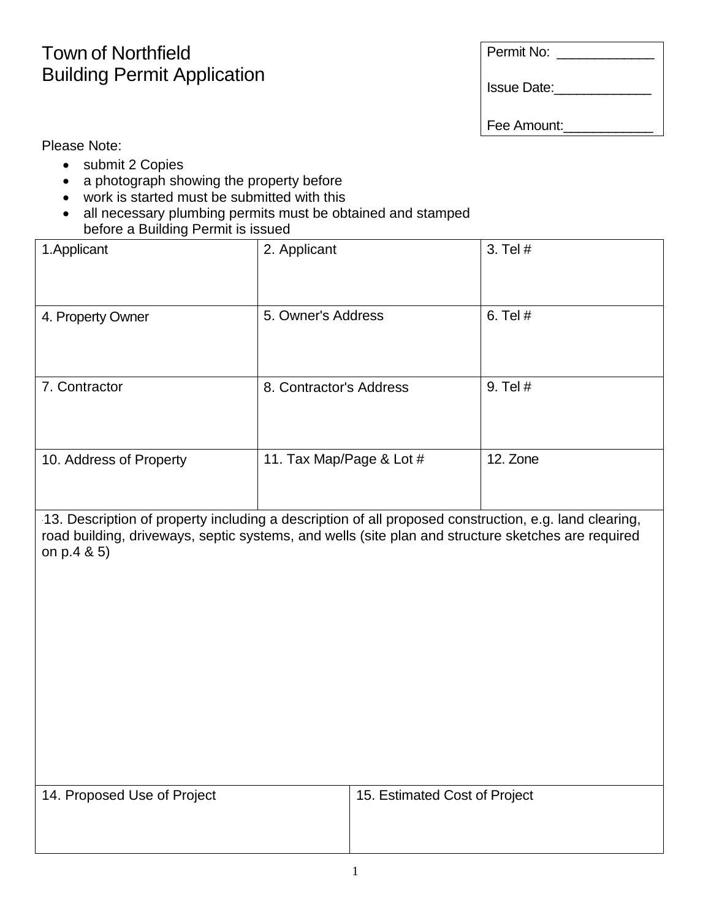# Town of Northfield
# Building Permit Application

| Permit No: _____________ |
|---|
| Issue Date:_____________ |
| Fee Amount:____________ |

Please Note:

- submit 2 Copies
- a photograph showing the property before
- work is started must be submitted with this
- all necessary plumbing permits must be obtained and stamped before a Building Permit is issued

| 1.Applicant | 2. Applicant | 3. Tel # |
|---|---|---|
| 4. Property Owner | 5. Owner's Address | 6. Tel # |
| 7. Contractor | 8. Contractor's Address | 9. Tel # |
| 10. Address of Property | 11. Tax Map/Page & Lot # | 12. Zone |

13. Description of property including a description of all proposed construction, e.g. land clearing, road building, driveways, septic systems, and wells (site plan and structure sketches are required on p.4 & 5)

| 14. Proposed Use of Project | 15. Estimated Cost of Project |
|---|---|
| | |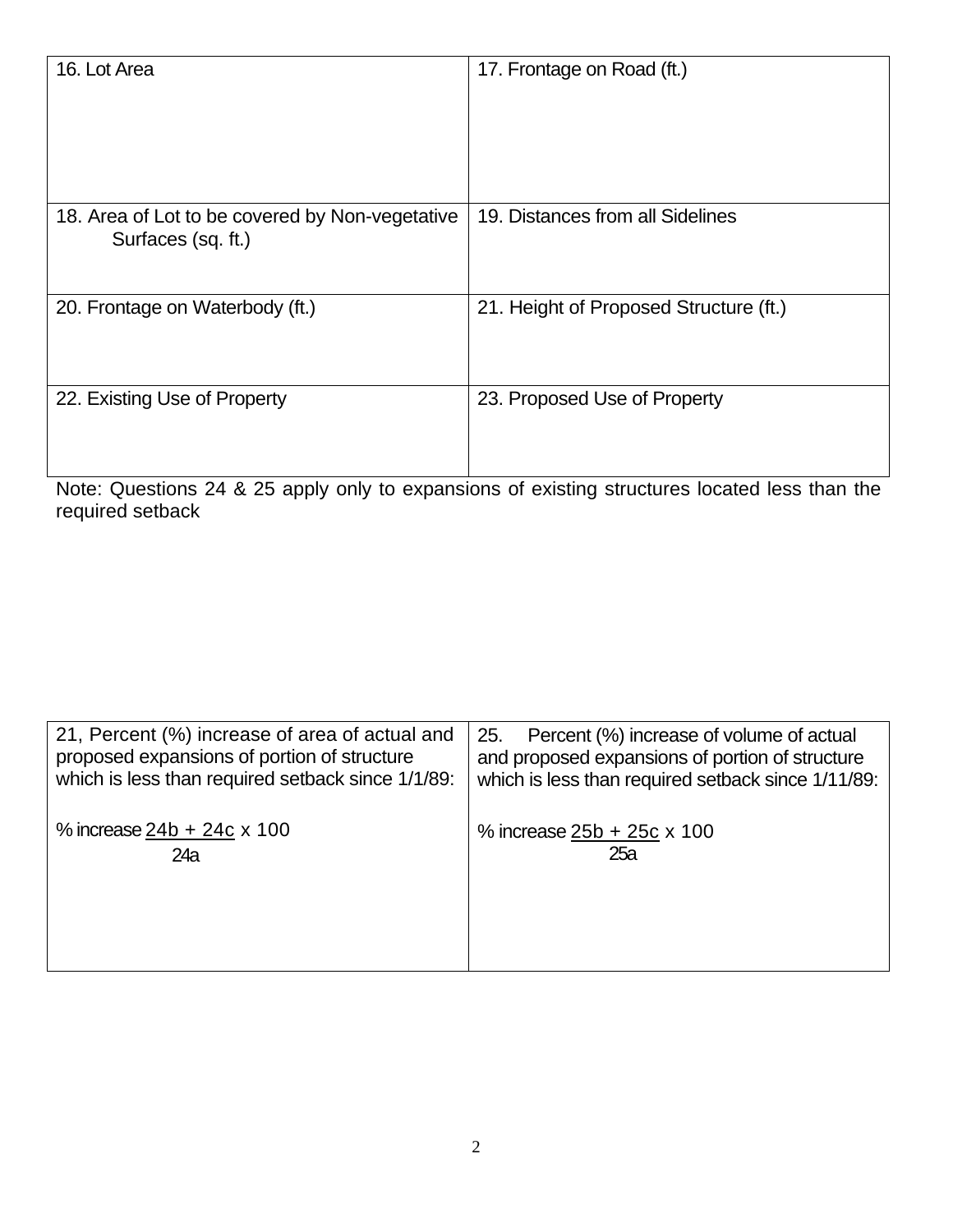| 16. Lot Area | 17. Frontage on Road (ft.) |
| --- | --- |
| 18. Area of Lot to be covered by Non-vegetative Surfaces (sq. ft.) | 19. Distances from all Sidelines |
| 20. Frontage on Waterbody (ft.) | 21. Height of Proposed Structure (ft.) |
| 22. Existing Use of Property | 23. Proposed Use of Property |

Note: Questions 24 & 25 apply only to expansions of existing structures located less than the required setback

| 21, Percent (%) increase of area of actual and proposed expansions of portion of structure which is less than required setback since 1/1/89: | 25. Percent (%) increase of volume of actual and proposed expansions of portion of structure which is less than required setback since 1/11/89: |
| --- | --- |
| % increase $\frac{24b + 24c}{24a} \times 100$ | % increase $\frac{25b + 25c}{25a} \times 100$ |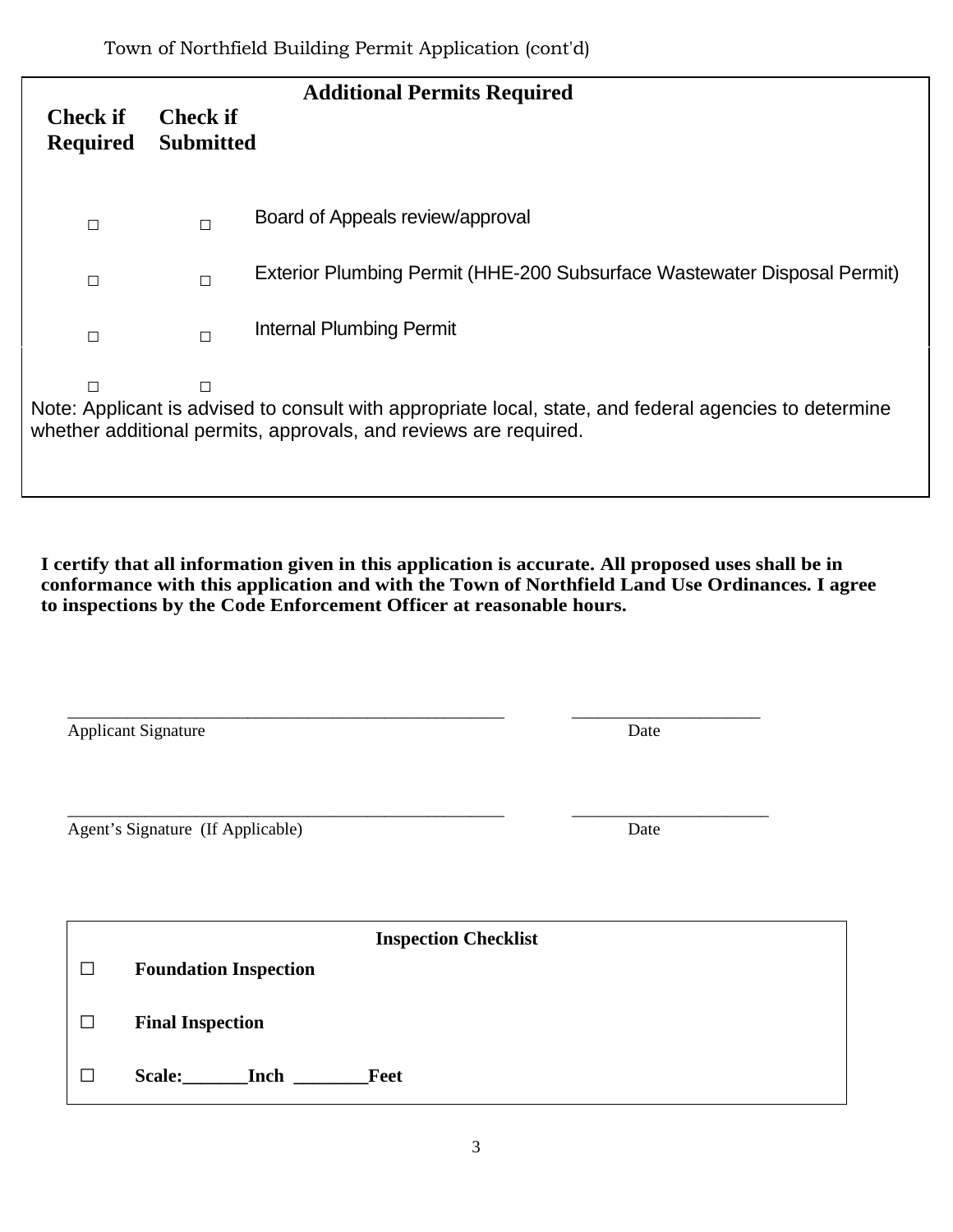## Additional Permits Required

| Check if Required | Check if Submitted | |
|---|---|---|
| ☐ | ☐ | Board of Appeals review/approval |
| ☐ | ☐ | Exterior Plumbing Permit (HHE-200 Subsurface Wastewater Disposal Permit) |
| ☐ | ☐ | Internal Plumbing Permit |
| ☐ | ☐ | |

Note: Applicant is advised to consult with appropriate local, state, and federal agencies to determine whether additional permits, approvals, and reviews are required.

**I certify that all information given in this application is accurate. All proposed uses shall be in conformance with this application and with the Town of Northfield Land Use Ordinances. I agree to inspections by the Code Enforcement Officer at reasonable hours.**

_______________________________________________ _____________________
Applicant Signature Date

_______________________________________________ _____________________
Agent's Signature (If Applicable) Date

**Inspection Checklist**

- ☐ **Foundation Inspection**
- ☐ **Final Inspection**
- ☐ **Scale:_______Inch ________Feet**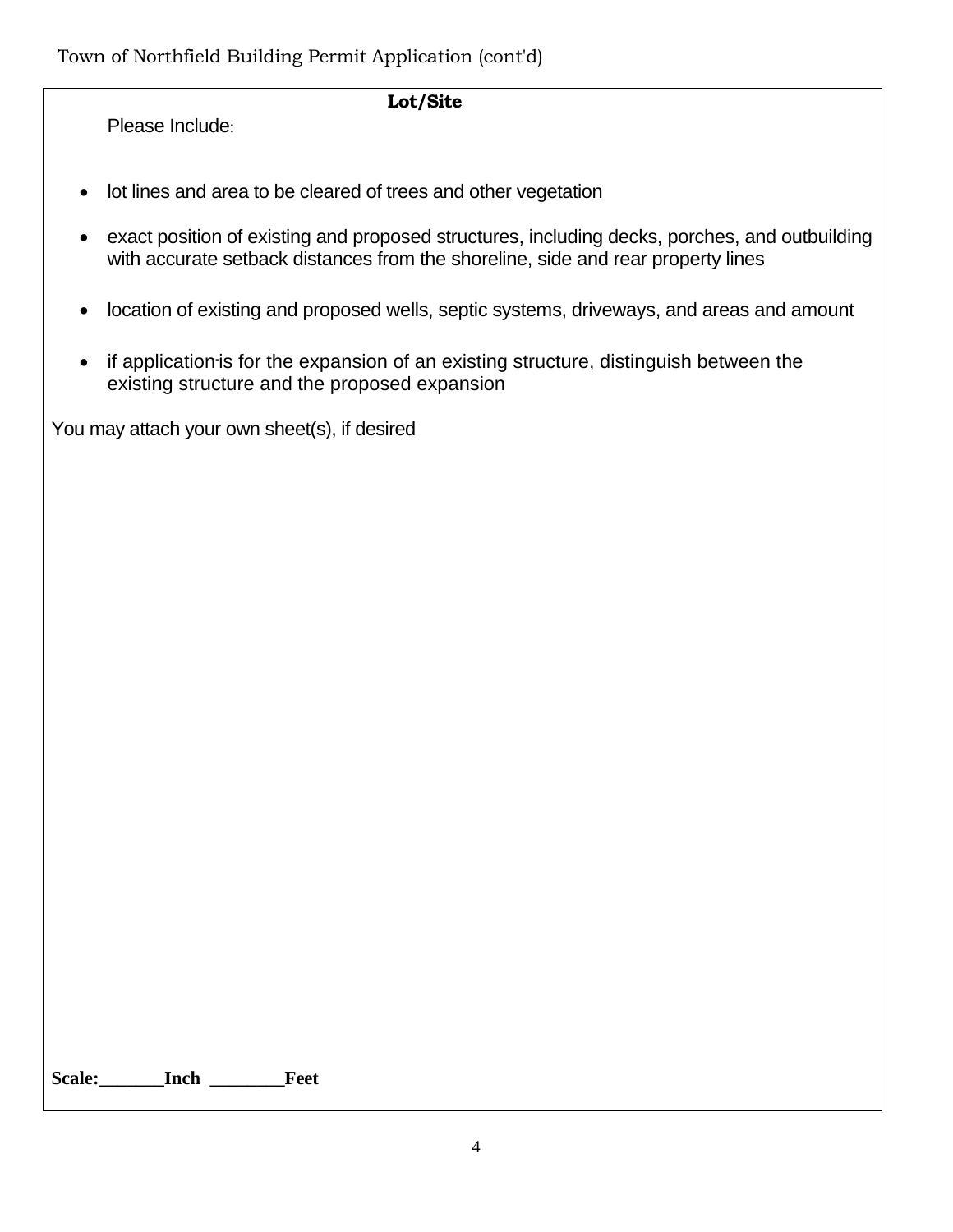## Lot/Site

Please Include:

- lot lines and area to be cleared of trees and other vegetation
- exact position of existing and proposed structures, including decks, porches, and outbuilding with accurate setback distances from the shoreline, side and rear property lines
- location of existing and proposed wells, septic systems, driveways, and areas and amount
- if application is for the expansion of an existing structure, distinguish between the existing structure and the proposed expansion

You may attach your own sheet(s), if desired

**Scale:_______Inch ________Feet**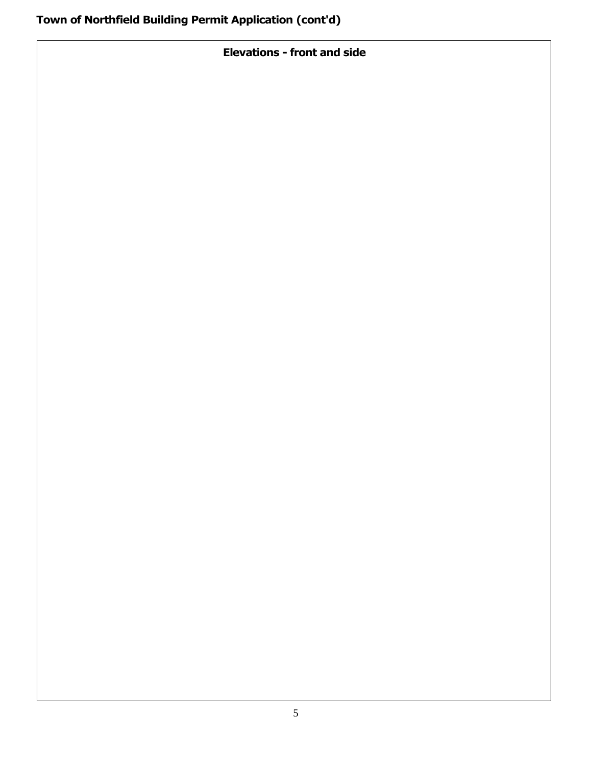## Elevations - front and side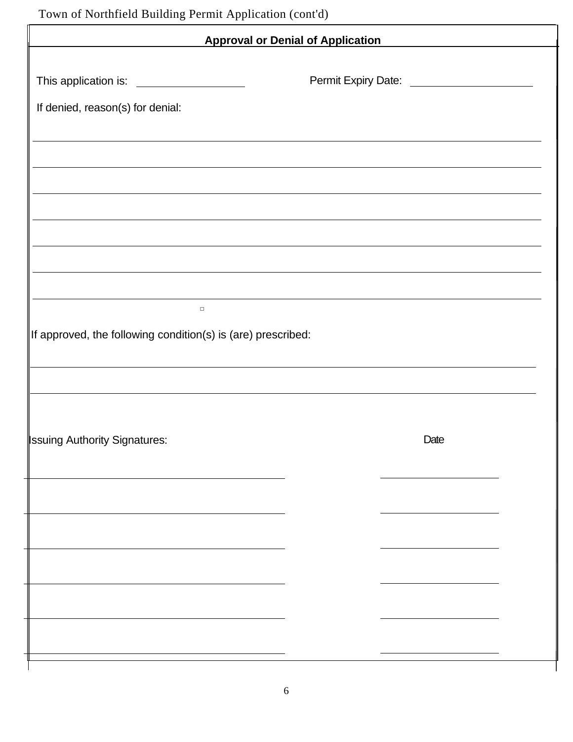## Approval or Denial of Application

This application is: ____________________ Permit Expiry Date: ______________________

If denied, reason(s) for denial:

_______________________________________________________________________________

_______________________________________________________________________________

_______________________________________________________________________________

_______________________________________________________________________________

_______________________________________________________________________________

_______________________________________________________________________________

_______________________________________________________________________________

□

If approved, the following condition(s) is (are) prescribed:

_______________________________________________________________________________

_______________________________________________________________________________

| Issuing Authority Signatures: | Date |
| --- | --- |
| | |
| | |
| | |
| | |
| | |
| | |